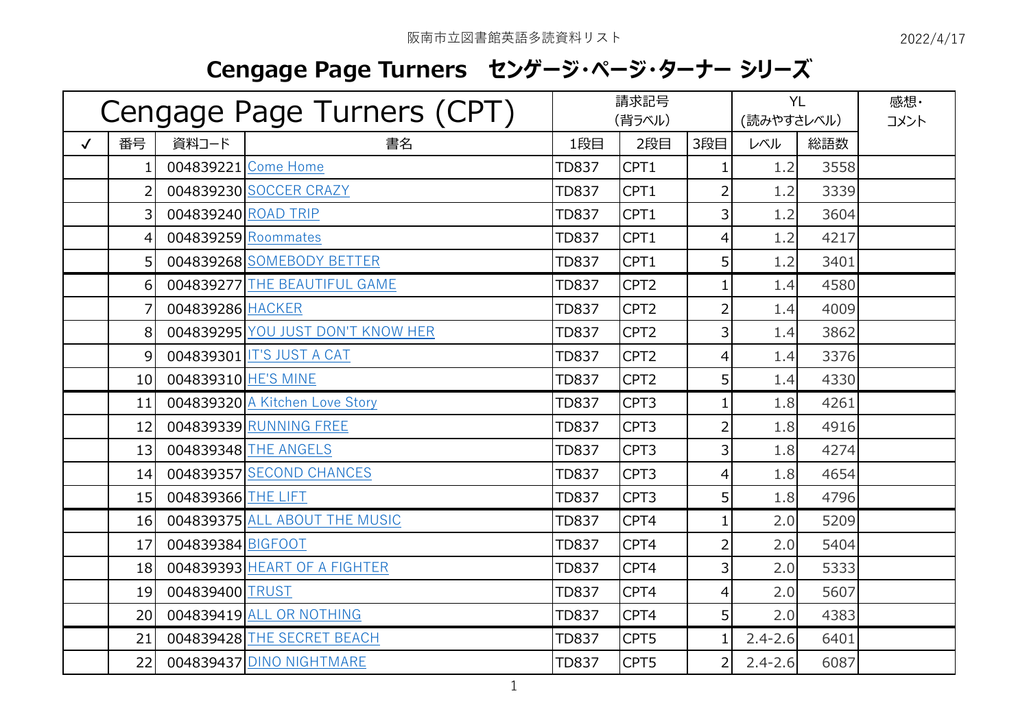阪南市立図書館英語多読資料リスト

2022/4/17

# Cengage Page Turners　センゲージ･ページ･ターナー シリーズ

| Cengage Page Turners (CPT) | | | | 請求記号 (背ラベル) | | | YL (読みやすさレベル) | | 感想・コメント |
|---|---|---|---|---|---|---|---|---|---|
| ✓ | 番号 | 資料コード | 書名 | 1段目 | 2段目 | 3段目 | レベル | 総語数 | |
| | 1 | 004839221 | Come Home | TD837 | CPT1 | 1 | 1.2 | 3558 | |
| | 2 | 004839230 | SOCCER CRAZY | TD837 | CPT1 | 2 | 1.2 | 3339 | |
| | 3 | 004839240 | ROAD TRIP | TD837 | CPT1 | 3 | 1.2 | 3604 | |
| | 4 | 004839259 | Roommates | TD837 | CPT1 | 4 | 1.2 | 4217 | |
| | 5 | 004839268 | SOMEBODY BETTER | TD837 | CPT1 | 5 | 1.2 | 3401 | |
| | 6 | 004839277 | THE BEAUTIFUL GAME | TD837 | CPT2 | 1 | 1.4 | 4580 | |
| | 7 | 004839286 | HACKER | TD837 | CPT2 | 2 | 1.4 | 4009 | |
| | 8 | 004839295 | YOU JUST DON'T KNOW HER | TD837 | CPT2 | 3 | 1.4 | 3862 | |
| | 9 | 004839301 | IT'S JUST A CAT | TD837 | CPT2 | 4 | 1.4 | 3376 | |
| | 10 | 004839310 | HE'S MINE | TD837 | CPT2 | 5 | 1.4 | 4330 | |
| | 11 | 004839320 | A Kitchen Love Story | TD837 | CPT3 | 1 | 1.8 | 4261 | |
| | 12 | 004839339 | RUNNING FREE | TD837 | CPT3 | 2 | 1.8 | 4916 | |
| | 13 | 004839348 | THE ANGELS | TD837 | CPT3 | 3 | 1.8 | 4274 | |
| | 14 | 004839357 | SECOND CHANCES | TD837 | CPT3 | 4 | 1.8 | 4654 | |
| | 15 | 004839366 | THE LIFT | TD837 | CPT3 | 5 | 1.8 | 4796 | |
| | 16 | 004839375 | ALL ABOUT THE MUSIC | TD837 | CPT4 | 1 | 2.0 | 5209 | |
| | 17 | 004839384 | BIGFOOT | TD837 | CPT4 | 2 | 2.0 | 5404 | |
| | 18 | 004839393 | HEART OF A FIGHTER | TD837 | CPT4 | 3 | 2.0 | 5333 | |
| | 19 | 004839400 | TRUST | TD837 | CPT4 | 4 | 2.0 | 5607 | |
| | 20 | 004839419 | ALL OR NOTHING | TD837 | CPT4 | 5 | 2.0 | 4383 | |
| | 21 | 004839428 | THE SECRET BEACH | TD837 | CPT5 | 1 | 2.4-2.6 | 6401 | |
| | 22 | 004839437 | DINO NIGHTMARE | TD837 | CPT5 | 2 | 2.4-2.6 | 6087 | |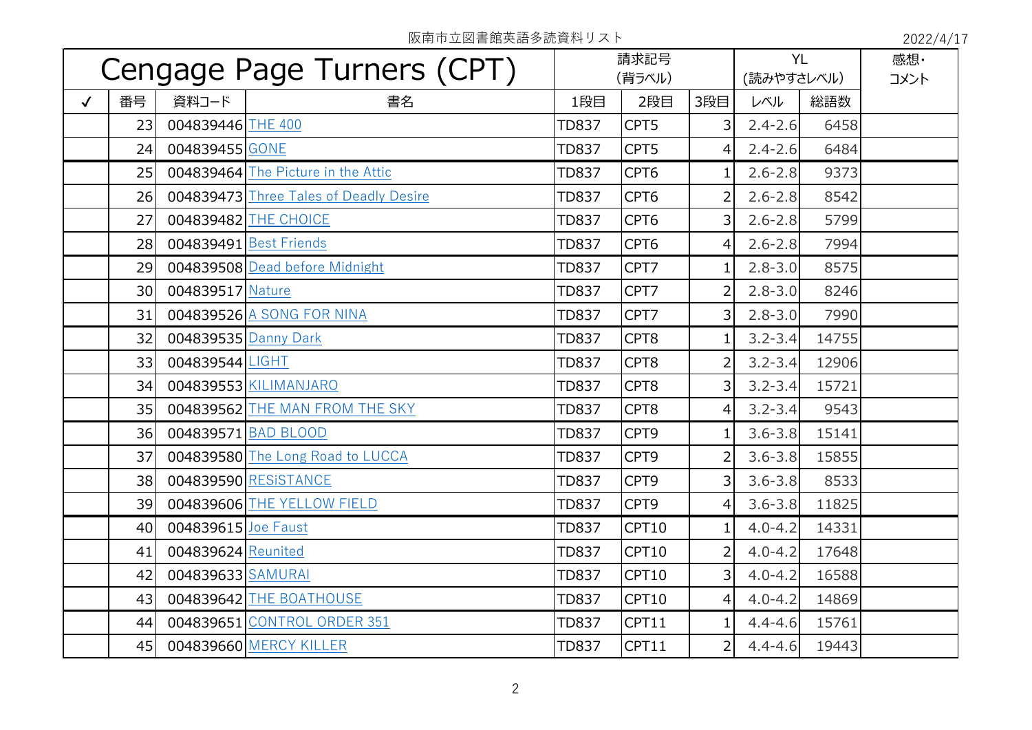阪南市立図書館英語多読資料リスト

2022/4/17

| Cengage Page Turners (CPT) | | | | 請求記号 (背ラベル) | | | YL (読みやすさレベル) | | 感想・コメント |
|---|---|---|---|---|---|---|---|---|---|
| ✓ | 番号 | 資料コード | 書名 | 1段目 | 2段目 | 3段目 | レベル | 総語数 | |
| | 23 | 004839446 | THE 400 | TD837 | CPT5 | 3 | 2.4-2.6 | 6458 | |
| | 24 | 004839455 | GONE | TD837 | CPT5 | 4 | 2.4-2.6 | 6484 | |
| | 25 | 004839464 | The Picture in the Attic | TD837 | CPT6 | 1 | 2.6-2.8 | 9373 | |
| | 26 | 004839473 | Three Tales of Deadly Desire | TD837 | CPT6 | 2 | 2.6-2.8 | 8542 | |
| | 27 | 004839482 | THE CHOICE | TD837 | CPT6 | 3 | 2.6-2.8 | 5799 | |
| | 28 | 004839491 | Best Friends | TD837 | CPT6 | 4 | 2.6-2.8 | 7994 | |
| | 29 | 004839508 | Dead before Midnight | TD837 | CPT7 | 1 | 2.8-3.0 | 8575 | |
| | 30 | 004839517 | Nature | TD837 | CPT7 | 2 | 2.8-3.0 | 8246 | |
| | 31 | 004839526 | A SONG FOR NINA | TD837 | CPT7 | 3 | 2.8-3.0 | 7990 | |
| | 32 | 004839535 | Danny Dark | TD837 | CPT8 | 1 | 3.2-3.4 | 14755 | |
| | 33 | 004839544 | LIGHT | TD837 | CPT8 | 2 | 3.2-3.4 | 12906 | |
| | 34 | 004839553 | KILIMANJARO | TD837 | CPT8 | 3 | 3.2-3.4 | 15721 | |
| | 35 | 004839562 | THE MAN FROM THE SKY | TD837 | CPT8 | 4 | 3.2-3.4 | 9543 | |
| | 36 | 004839571 | BAD BLOOD | TD837 | CPT9 | 1 | 3.6-3.8 | 15141 | |
| | 37 | 004839580 | The Long Road to LUCCA | TD837 | CPT9 | 2 | 3.6-3.8 | 15855 | |
| | 38 | 004839590 | RESiSTANCE | TD837 | CPT9 | 3 | 3.6-3.8 | 8533 | |
| | 39 | 004839606 | THE YELLOW FIELD | TD837 | CPT9 | 4 | 3.6-3.8 | 11825 | |
| | 40 | 004839615 | Joe Faust | TD837 | CPT10 | 1 | 4.0-4.2 | 14331 | |
| | 41 | 004839624 | Reunited | TD837 | CPT10 | 2 | 4.0-4.2 | 17648 | |
| | 42 | 004839633 | SAMURAI | TD837 | CPT10 | 3 | 4.0-4.2 | 16588 | |
| | 43 | 004839642 | THE BOATHOUSE | TD837 | CPT10 | 4 | 4.0-4.2 | 14869 | |
| | 44 | 004839651 | CONTROL ORDER 351 | TD837 | CPT11 | 1 | 4.4-4.6 | 15761 | |
| | 45 | 004839660 | MERCY KILLER | TD837 | CPT11 | 2 | 4.4-4.6 | 19443 | |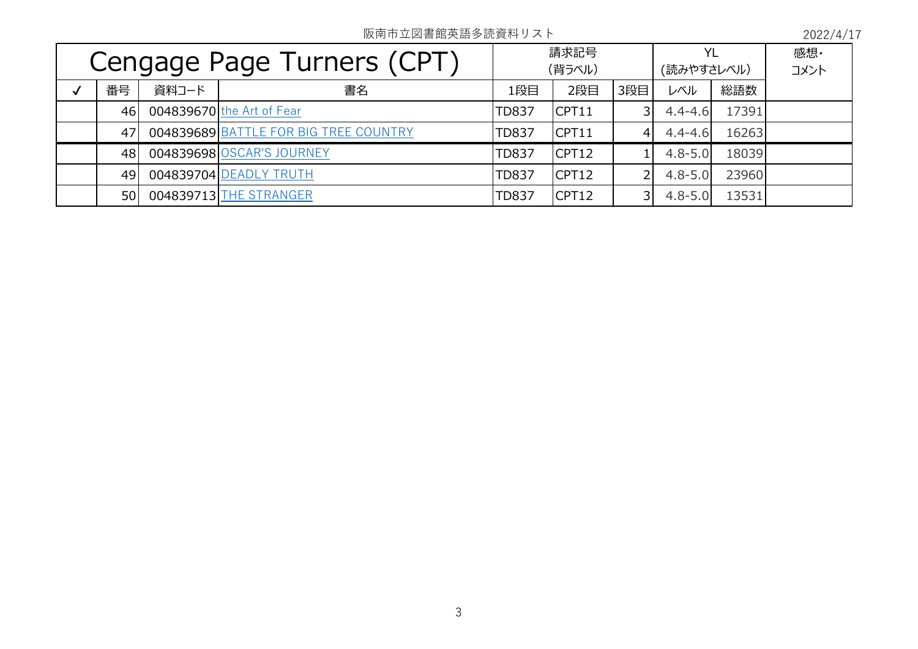阪南市立図書館英語多読資料リスト

2022/4/17

| Cengage Page Turners (CPT) | | | | 請求記号（背ラベル） | | | YL（読みやすさレベル） | | 感想・コメント |
|---|---|---|---|---|---|---|---|---|---|
| ✓ | 番号 | 資料コード | 書名 | 1段目 | 2段目 | 3段目 | レベル | 総語数 | |
| | 46 | 004839670 | the Art of Fear | TD837 | CPT11 | 3 | 4.4-4.6 | 17391 | |
| | 47 | 004839689 | BATTLE FOR BIG TREE COUNTRY | TD837 | CPT11 | 4 | 4.4-4.6 | 16263 | |
| | 48 | 004839698 | OSCAR'S JOURNEY | TD837 | CPT12 | 1 | 4.8-5.0 | 18039 | |
| | 49 | 004839704 | DEADLY TRUTH | TD837 | CPT12 | 2 | 4.8-5.0 | 23960 | |
| | 50 | 004839713 | THE STRANGER | TD837 | CPT12 | 3 | 4.8-5.0 | 13531 | |